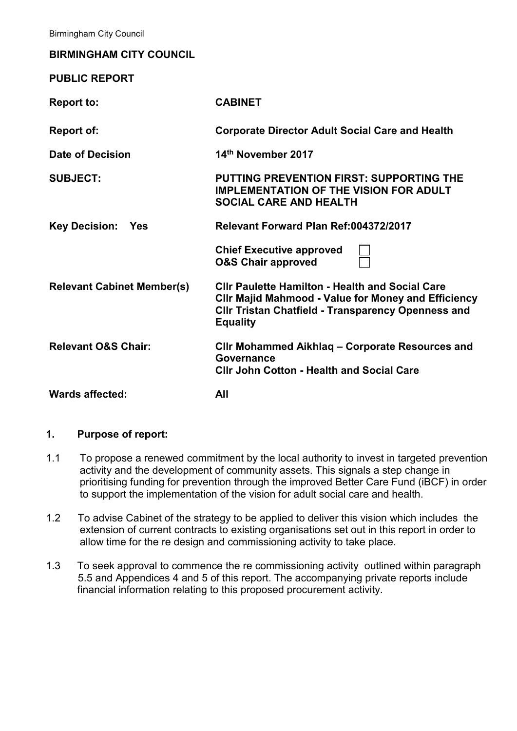**BIRMINGHAM CITY COUNCIL**

**PUBLIC REPORT**

| | |
|---|---|
| **Report to:** | **CABINET** |
| **Report of:** | **Corporate Director Adult Social Care and Health** |
| **Date of Decision** | **14th November 2017** |
| **SUBJECT:** | **PUTTING PREVENTION FIRST: SUPPORTING THE IMPLEMENTATION OF THE VISION FOR ADULT SOCIAL CARE AND HEALTH** |
| **Key Decision: Yes** | **Relevant Forward Plan Ref:004372/2017** |
| | **Chief Executive approved** ☐<br>**O&S Chair approved** ☐ |
| **Relevant Cabinet Member(s)** | **Cllr Paulette Hamilton - Health and Social Care**<br>**Cllr Majid Mahmood - Value for Money and Efficiency**<br>**Cllr Tristan Chatfield - Transparency Openness and Equality** |
| **Relevant O&S Chair:** | **Cllr Mohammed Aikhlaq – Corporate Resources and Governance**<br>**Cllr John Cotton - Health and Social Care** |
| **Wards affected:** | **All** |

## 1. Purpose of report:

1.1 To propose a renewed commitment by the local authority to invest in targeted prevention activity and the development of community assets. This signals a step change in prioritising funding for prevention through the improved Better Care Fund (iBCF) in order to support the implementation of the vision for adult social care and health.

1.2 To advise Cabinet of the strategy to be applied to deliver this vision which includes the extension of current contracts to existing organisations set out in this report in order to allow time for the re design and commissioning activity to take place.

1.3 To seek approval to commence the re commissioning activity outlined within paragraph 5.5 and Appendices 4 and 5 of this report. The accompanying private reports include financial information relating to this proposed procurement activity.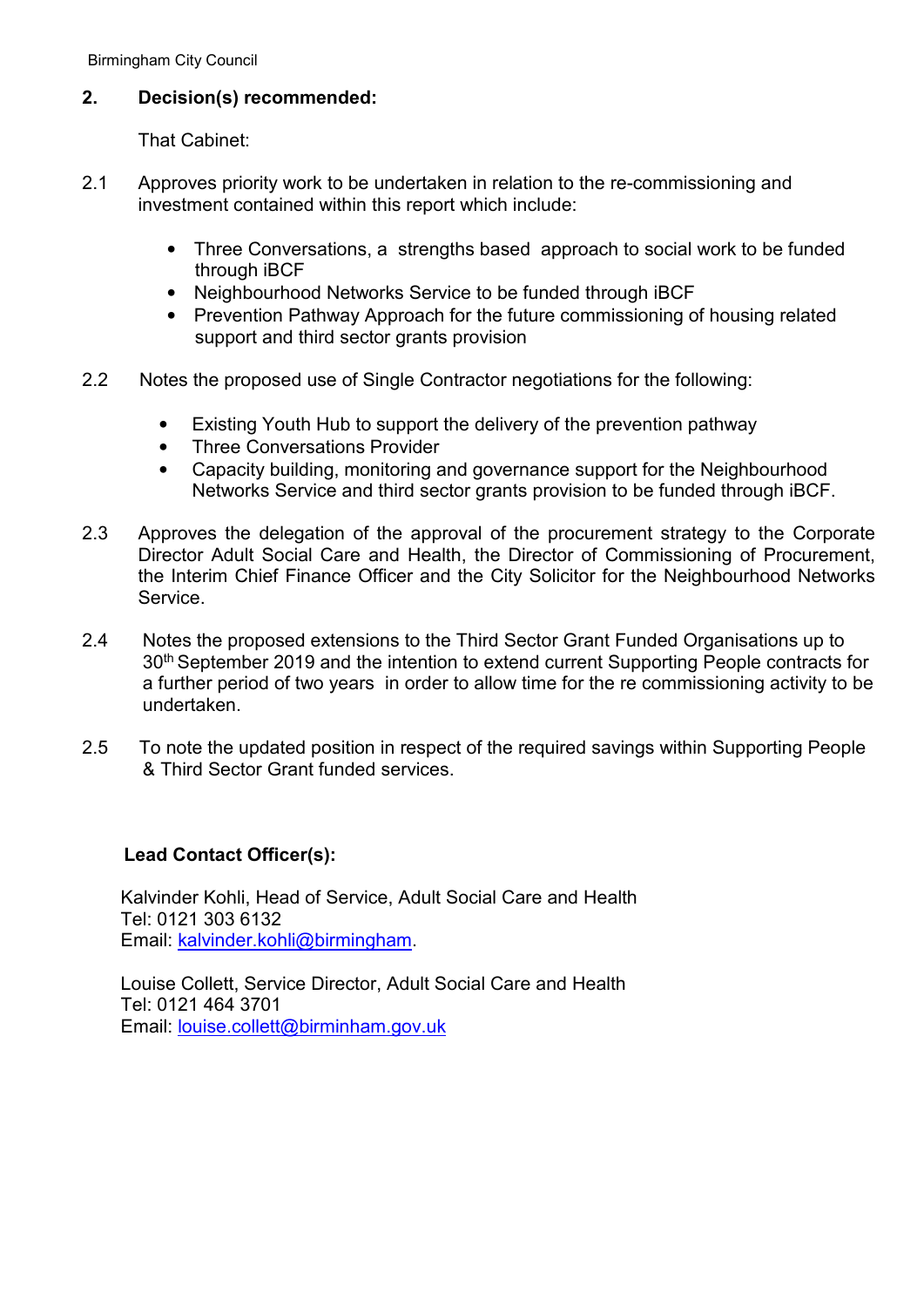## 2. Decision(s) recommended:

That Cabinet:

2.1 Approves priority work to be undertaken in relation to the re-commissioning and investment contained within this report which include:

- Three Conversations, a strengths based approach to social work to be funded through iBCF
- Neighbourhood Networks Service to be funded through iBCF
- Prevention Pathway Approach for the future commissioning of housing related support and third sector grants provision

2.2 Notes the proposed use of Single Contractor negotiations for the following:

- Existing Youth Hub to support the delivery of the prevention pathway
- Three Conversations Provider
- Capacity building, monitoring and governance support for the Neighbourhood Networks Service and third sector grants provision to be funded through iBCF.

2.3 Approves the delegation of the approval of the procurement strategy to the Corporate Director Adult Social Care and Health, the Director of Commissioning of Procurement, the Interim Chief Finance Officer and the City Solicitor for the Neighbourhood Networks Service.

2.4 Notes the proposed extensions to the Third Sector Grant Funded Organisations up to 30th September 2019 and the intention to extend current Supporting People contracts for a further period of two years in order to allow time for the re commissioning activity to be undertaken.

2.5 To note the updated position in respect of the required savings within Supporting People & Third Sector Grant funded services.

**Lead Contact Officer(s):**

Kalvinder Kohli, Head of Service, Adult Social Care and Health
Tel: 0121 303 6132
Email: kalvinder.kohli@birmingham.

Louise Collett, Service Director, Adult Social Care and Health
Tel: 0121 464 3701
Email: louise.collett@birminham.gov.uk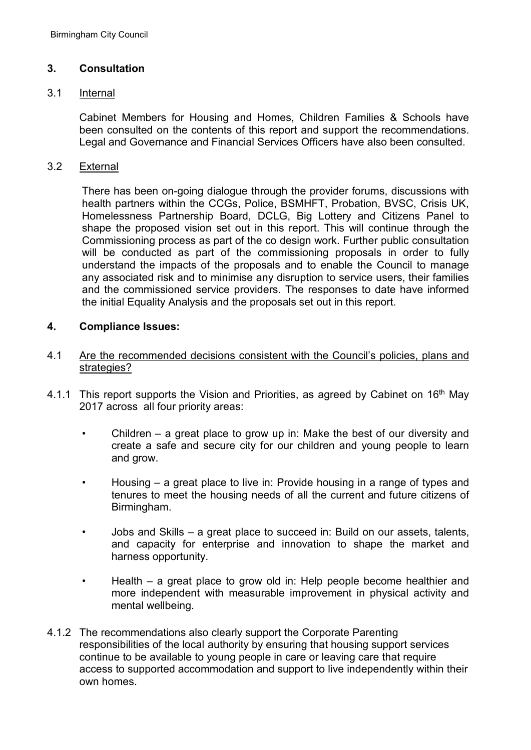## 3. Consultation

### 3.1 Internal

Cabinet Members for Housing and Homes, Children Families & Schools have been consulted on the contents of this report and support the recommendations. Legal and Governance and Financial Services Officers have also been consulted.

### 3.2 External

There has been on-going dialogue through the provider forums, discussions with health partners within the CCGs, Police, BSMHFT, Probation, BVSC, Crisis UK, Homelessness Partnership Board, DCLG, Big Lottery and Citizens Panel to shape the proposed vision set out in this report. This will continue through the Commissioning process as part of the co design work. Further public consultation will be conducted as part of the commissioning proposals in order to fully understand the impacts of the proposals and to enable the Council to manage any associated risk and to minimise any disruption to service users, their families and the commissioned service providers. The responses to date have informed the initial Equality Analysis and the proposals set out in this report.

## 4. Compliance Issues:

### 4.1 Are the recommended decisions consistent with the Council's policies, plans and strategies?

4.1.1 This report supports the Vision and Priorities, as agreed by Cabinet on 16th May 2017 across all four priority areas:

- Children – a great place to grow up in: Make the best of our diversity and create a safe and secure city for our children and young people to learn and grow.
- Housing – a great place to live in: Provide housing in a range of types and tenures to meet the housing needs of all the current and future citizens of Birmingham.
- Jobs and Skills – a great place to succeed in: Build on our assets, talents, and capacity for enterprise and innovation to shape the market and harness opportunity.
- Health – a great place to grow old in: Help people become healthier and more independent with measurable improvement in physical activity and mental wellbeing.

4.1.2 The recommendations also clearly support the Corporate Parenting responsibilities of the local authority by ensuring that housing support services continue to be available to young people in care or leaving care that require access to supported accommodation and support to live independently within their own homes.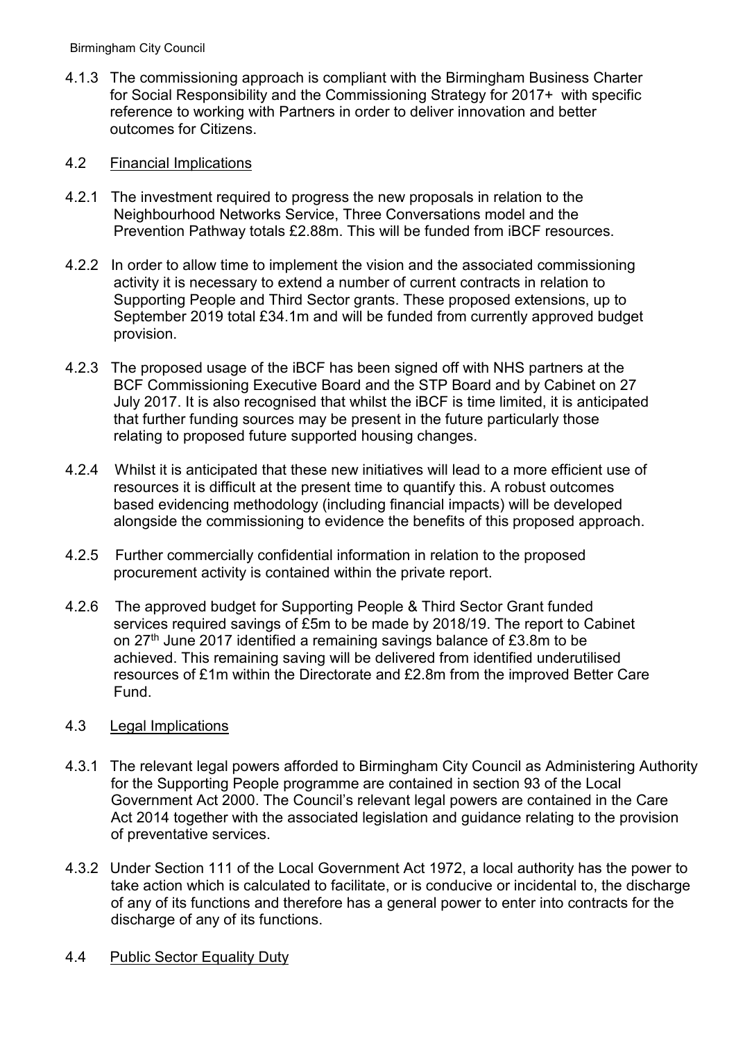4.1.3 The commissioning approach is compliant with the Birmingham Business Charter for Social Responsibility and the Commissioning Strategy for 2017+ with specific reference to working with Partners in order to deliver innovation and better outcomes for Citizens.

### 4.2 Financial Implications

4.2.1 The investment required to progress the new proposals in relation to the Neighbourhood Networks Service, Three Conversations model and the Prevention Pathway totals £2.88m. This will be funded from iBCF resources.

4.2.2 In order to allow time to implement the vision and the associated commissioning activity it is necessary to extend a number of current contracts in relation to Supporting People and Third Sector grants. These proposed extensions, up to September 2019 total £34.1m and will be funded from currently approved budget provision.

4.2.3 The proposed usage of the iBCF has been signed off with NHS partners at the BCF Commissioning Executive Board and the STP Board and by Cabinet on 27 July 2017. It is also recognised that whilst the iBCF is time limited, it is anticipated that further funding sources may be present in the future particularly those relating to proposed future supported housing changes.

4.2.4 Whilst it is anticipated that these new initiatives will lead to a more efficient use of resources it is difficult at the present time to quantify this. A robust outcomes based evidencing methodology (including financial impacts) will be developed alongside the commissioning to evidence the benefits of this proposed approach.

4.2.5 Further commercially confidential information in relation to the proposed procurement activity is contained within the private report.

4.2.6 The approved budget for Supporting People & Third Sector Grant funded services required savings of £5m to be made by 2018/19. The report to Cabinet on 27th June 2017 identified a remaining savings balance of £3.8m to be achieved. This remaining saving will be delivered from identified underutilised resources of £1m within the Directorate and £2.8m from the improved Better Care Fund.

### 4.3 Legal Implications

4.3.1 The relevant legal powers afforded to Birmingham City Council as Administering Authority for the Supporting People programme are contained in section 93 of the Local Government Act 2000. The Council's relevant legal powers are contained in the Care Act 2014 together with the associated legislation and guidance relating to the provision of preventative services.

4.3.2 Under Section 111 of the Local Government Act 1972, a local authority has the power to take action which is calculated to facilitate, or is conducive or incidental to, the discharge of any of its functions and therefore has a general power to enter into contracts for the discharge of any of its functions.

### 4.4 Public Sector Equality Duty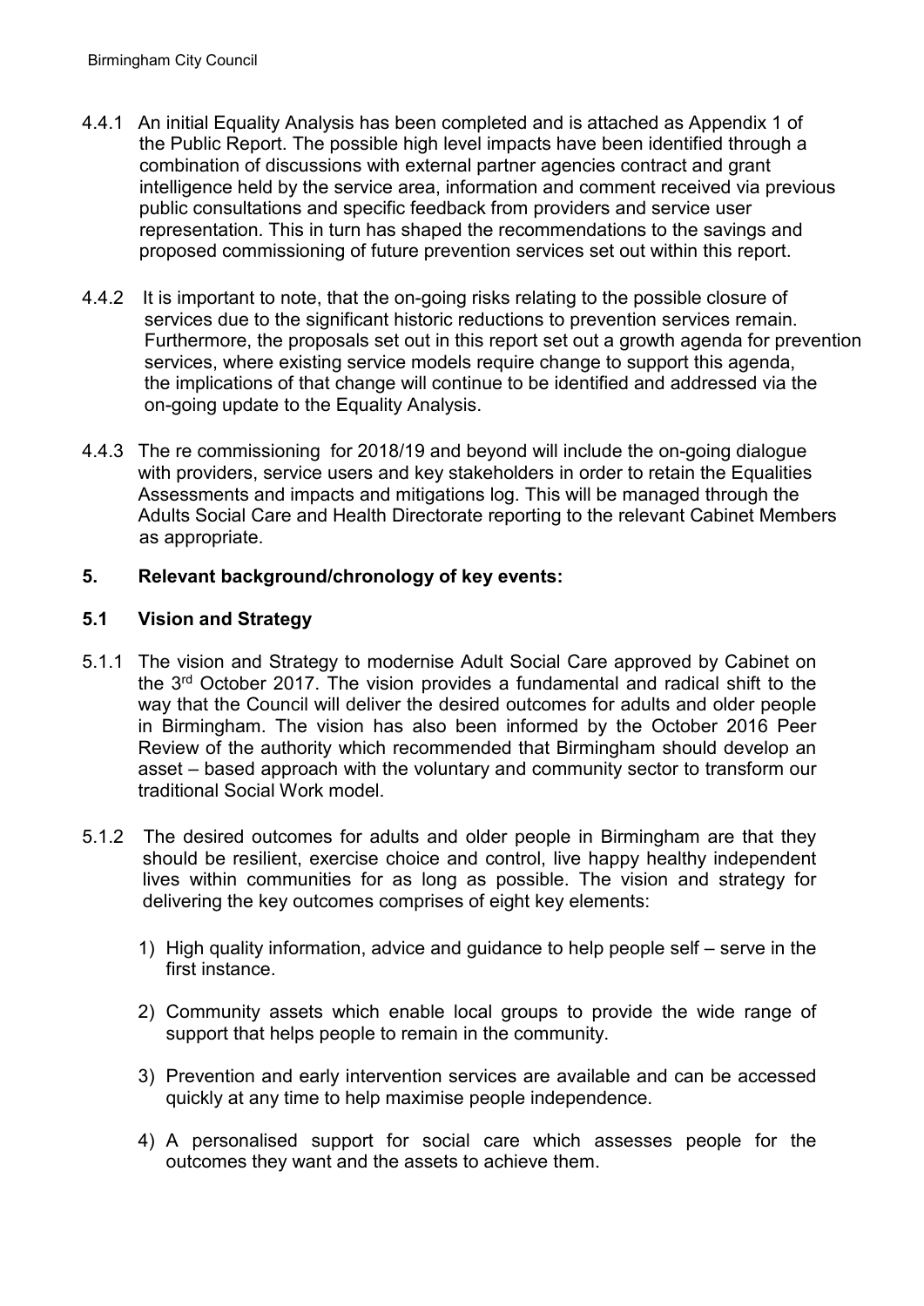4.4.1 An initial Equality Analysis has been completed and is attached as Appendix 1 of the Public Report. The possible high level impacts have been identified through a combination of discussions with external partner agencies contract and grant intelligence held by the service area, information and comment received via previous public consultations and specific feedback from providers and service user representation. This in turn has shaped the recommendations to the savings and proposed commissioning of future prevention services set out within this report.

4.4.2 It is important to note, that the on-going risks relating to the possible closure of services due to the significant historic reductions to prevention services remain. Furthermore, the proposals set out in this report set out a growth agenda for prevention services, where existing service models require change to support this agenda, the implications of that change will continue to be identified and addressed via the on-going update to the Equality Analysis.

4.4.3 The re commissioning for 2018/19 and beyond will include the on-going dialogue with providers, service users and key stakeholders in order to retain the Equalities Assessments and impacts and mitigations log. This will be managed through the Adults Social Care and Health Directorate reporting to the relevant Cabinet Members as appropriate.

## 5. Relevant background/chronology of key events:

### 5.1 Vision and Strategy

5.1.1 The vision and Strategy to modernise Adult Social Care approved by Cabinet on the 3rd October 2017. The vision provides a fundamental and radical shift to the way that the Council will deliver the desired outcomes for adults and older people in Birmingham. The vision has also been informed by the October 2016 Peer Review of the authority which recommended that Birmingham should develop an asset – based approach with the voluntary and community sector to transform our traditional Social Work model.

5.1.2 The desired outcomes for adults and older people in Birmingham are that they should be resilient, exercise choice and control, live happy healthy independent lives within communities for as long as possible. The vision and strategy for delivering the key outcomes comprises of eight key elements:

1) High quality information, advice and guidance to help people self – serve in the first instance.

2) Community assets which enable local groups to provide the wide range of support that helps people to remain in the community.

3) Prevention and early intervention services are available and can be accessed quickly at any time to help maximise people independence.

4) A personalised support for social care which assesses people for the outcomes they want and the assets to achieve them.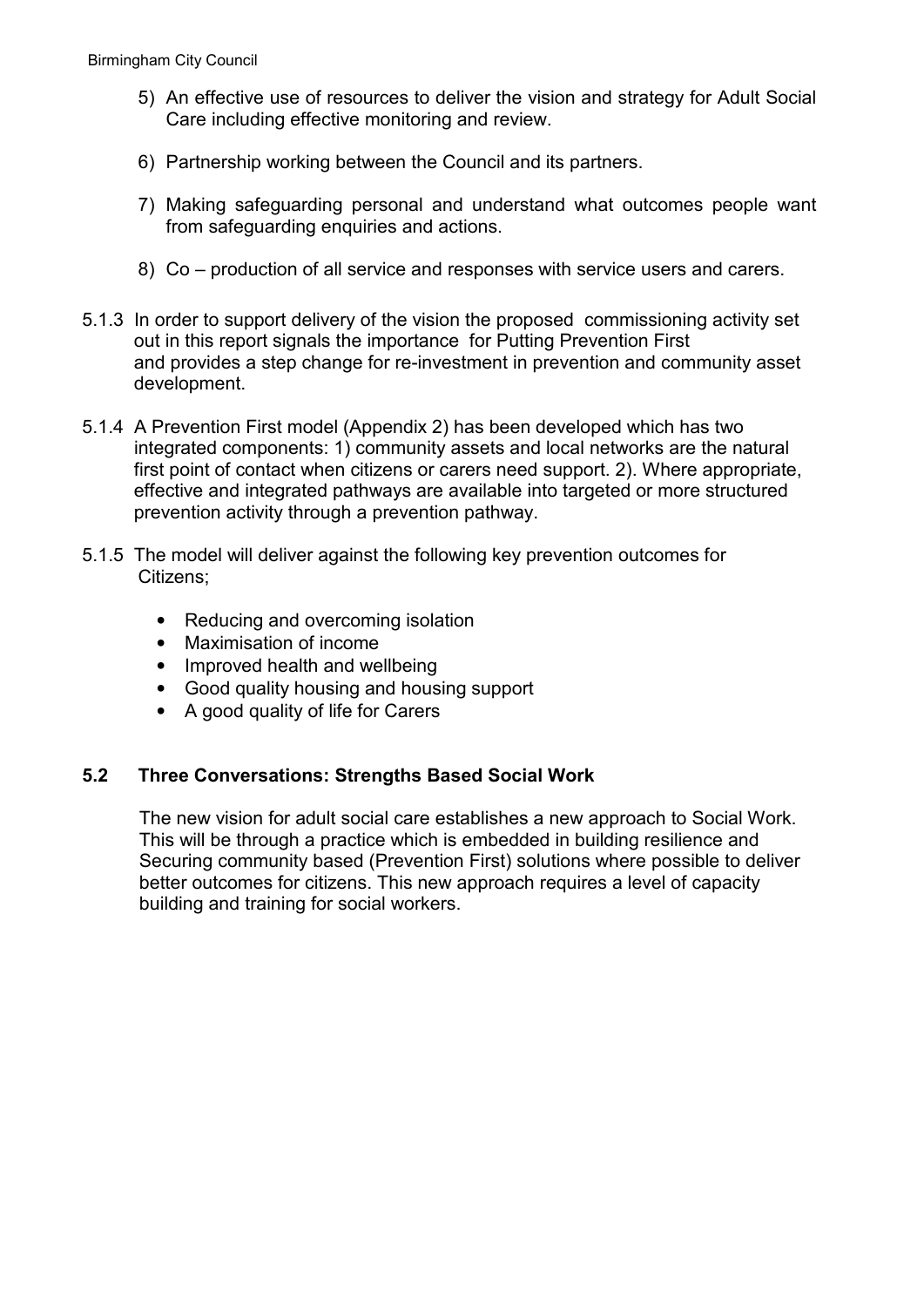5) An effective use of resources to deliver the vision and strategy for Adult Social Care including effective monitoring and review.

6) Partnership working between the Council and its partners.

7) Making safeguarding personal and understand what outcomes people want from safeguarding enquiries and actions.

8) Co – production of all service and responses with service users and carers.

5.1.3 In order to support delivery of the vision the proposed commissioning activity set out in this report signals the importance for Putting Prevention First and provides a step change for re-investment in prevention and community asset development.

5.1.4 A Prevention First model (Appendix 2) has been developed which has two integrated components: 1) community assets and local networks are the natural first point of contact when citizens or carers need support. 2). Where appropriate, effective and integrated pathways are available into targeted or more structured prevention activity through a prevention pathway.

5.1.5 The model will deliver against the following key prevention outcomes for Citizens;

- Reducing and overcoming isolation
- Maximisation of income
- Improved health and wellbeing
- Good quality housing and housing support
- A good quality of life for Carers

### 5.2 Three Conversations: Strengths Based Social Work

The new vision for adult social care establishes a new approach to Social Work. This will be through a practice which is embedded in building resilience and Securing community based (Prevention First) solutions where possible to deliver better outcomes for citizens. This new approach requires a level of capacity building and training for social workers.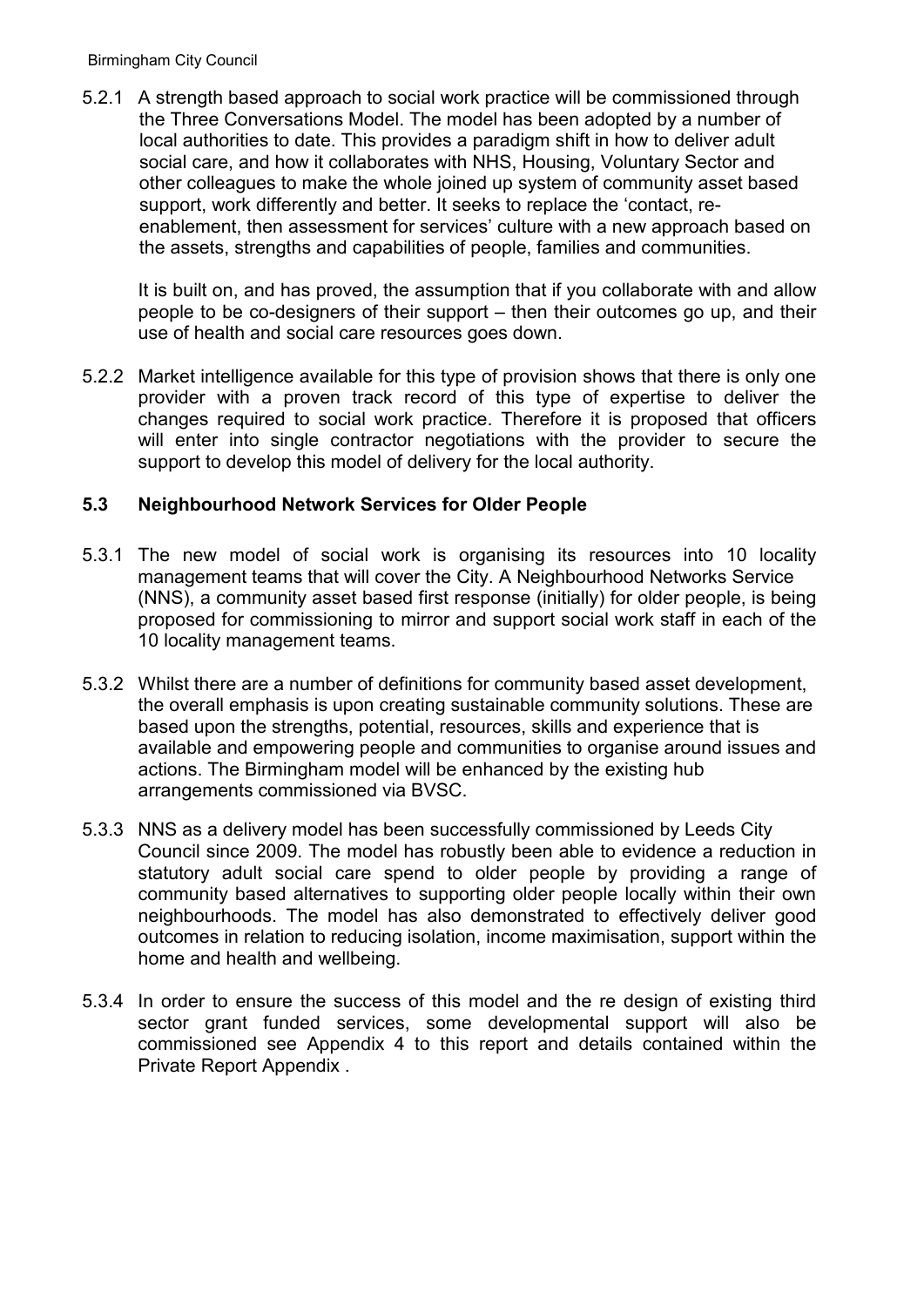5.2.1 A strength based approach to social work practice will be commissioned through the Three Conversations Model. The model has been adopted by a number of local authorities to date. This provides a paradigm shift in how to deliver adult social care, and how it collaborates with NHS, Housing, Voluntary Sector and other colleagues to make the whole joined up system of community asset based support, work differently and better. It seeks to replace the 'contact, re-enablement, then assessment for services' culture with a new approach based on the assets, strengths and capabilities of people, families and communities.

It is built on, and has proved, the assumption that if you collaborate with and allow people to be co-designers of their support – then their outcomes go up, and their use of health and social care resources goes down.

5.2.2 Market intelligence available for this type of provision shows that there is only one provider with a proven track record of this type of expertise to deliver the changes required to social work practice. Therefore it is proposed that officers will enter into single contractor negotiations with the provider to secure the support to develop this model of delivery for the local authority.

### 5.3 Neighbourhood Network Services for Older People

5.3.1 The new model of social work is organising its resources into 10 locality management teams that will cover the City. A Neighbourhood Networks Service (NNS), a community asset based first response (initially) for older people, is being proposed for commissioning to mirror and support social work staff in each of the 10 locality management teams.

5.3.2 Whilst there are a number of definitions for community based asset development, the overall emphasis is upon creating sustainable community solutions. These are based upon the strengths, potential, resources, skills and experience that is available and empowering people and communities to organise around issues and actions. The Birmingham model will be enhanced by the existing hub arrangements commissioned via BVSC.

5.3.3 NNS as a delivery model has been successfully commissioned by Leeds City Council since 2009. The model has robustly been able to evidence a reduction in statutory adult social care spend to older people by providing a range of community based alternatives to supporting older people locally within their own neighbourhoods. The model has also demonstrated to effectively deliver good outcomes in relation to reducing isolation, income maximisation, support within the home and health and wellbeing.

5.3.4 In order to ensure the success of this model and the re design of existing third sector grant funded services, some developmental support will also be commissioned see Appendix 4 to this report and details contained within the Private Report Appendix .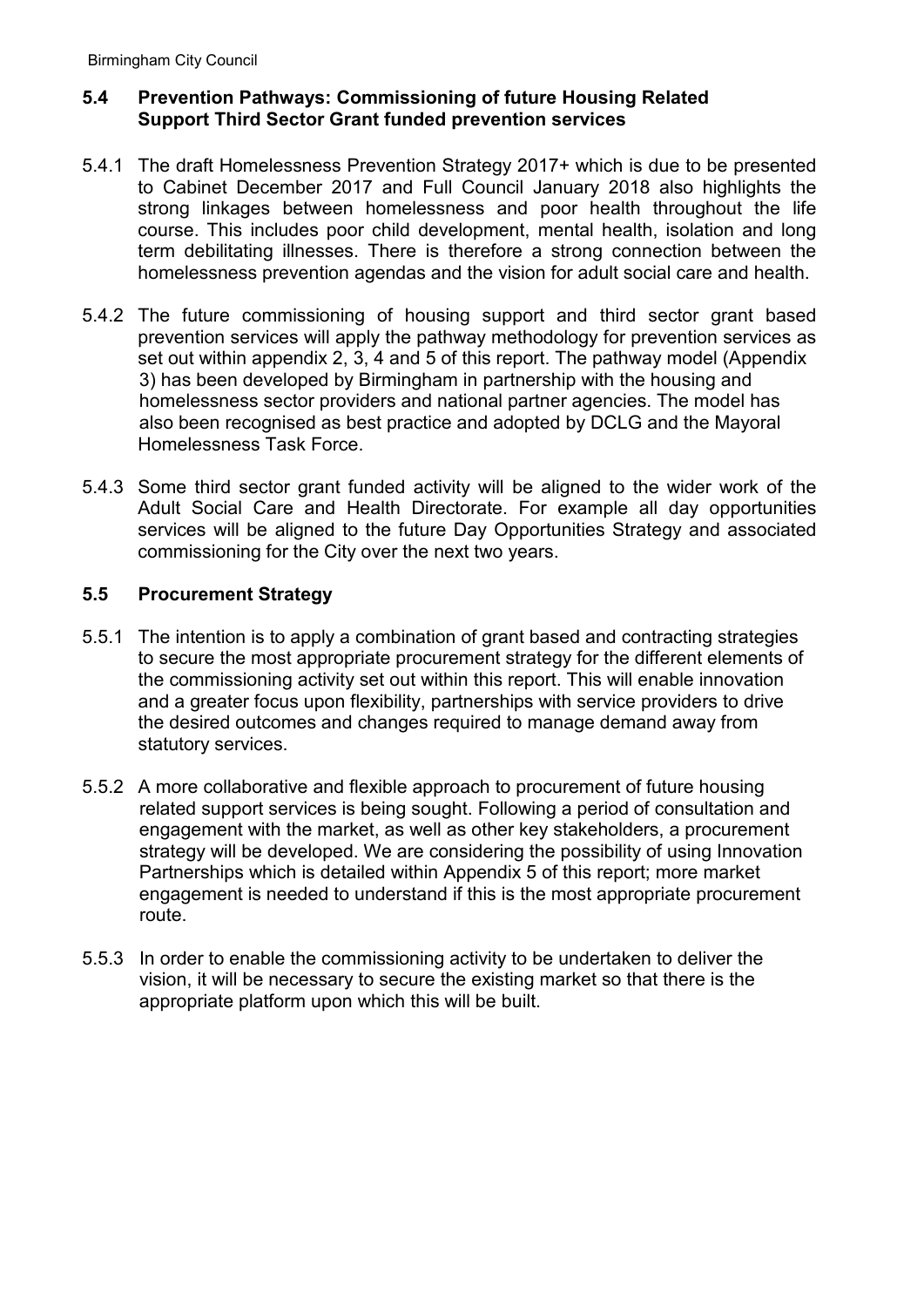### 5.4 Prevention Pathways: Commissioning of future Housing Related Support Third Sector Grant funded prevention services

5.4.1 The draft Homelessness Prevention Strategy 2017+ which is due to be presented to Cabinet December 2017 and Full Council January 2018 also highlights the strong linkages between homelessness and poor health throughout the life course. This includes poor child development, mental health, isolation and long term debilitating illnesses. There is therefore a strong connection between the homelessness prevention agendas and the vision for adult social care and health.

5.4.2 The future commissioning of housing support and third sector grant based prevention services will apply the pathway methodology for prevention services as set out within appendix 2, 3, 4 and 5 of this report. The pathway model (Appendix 3) has been developed by Birmingham in partnership with the housing and homelessness sector providers and national partner agencies. The model has also been recognised as best practice and adopted by DCLG and the Mayoral Homelessness Task Force.

5.4.3 Some third sector grant funded activity will be aligned to the wider work of the Adult Social Care and Health Directorate. For example all day opportunities services will be aligned to the future Day Opportunities Strategy and associated commissioning for the City over the next two years.

### 5.5 Procurement Strategy

5.5.1 The intention is to apply a combination of grant based and contracting strategies to secure the most appropriate procurement strategy for the different elements of the commissioning activity set out within this report. This will enable innovation and a greater focus upon flexibility, partnerships with service providers to drive the desired outcomes and changes required to manage demand away from statutory services.

5.5.2 A more collaborative and flexible approach to procurement of future housing related support services is being sought. Following a period of consultation and engagement with the market, as well as other key stakeholders, a procurement strategy will be developed. We are considering the possibility of using Innovation Partnerships which is detailed within Appendix 5 of this report; more market engagement is needed to understand if this is the most appropriate procurement route.

5.5.3 In order to enable the commissioning activity to be undertaken to deliver the vision, it will be necessary to secure the existing market so that there is the appropriate platform upon which this will be built.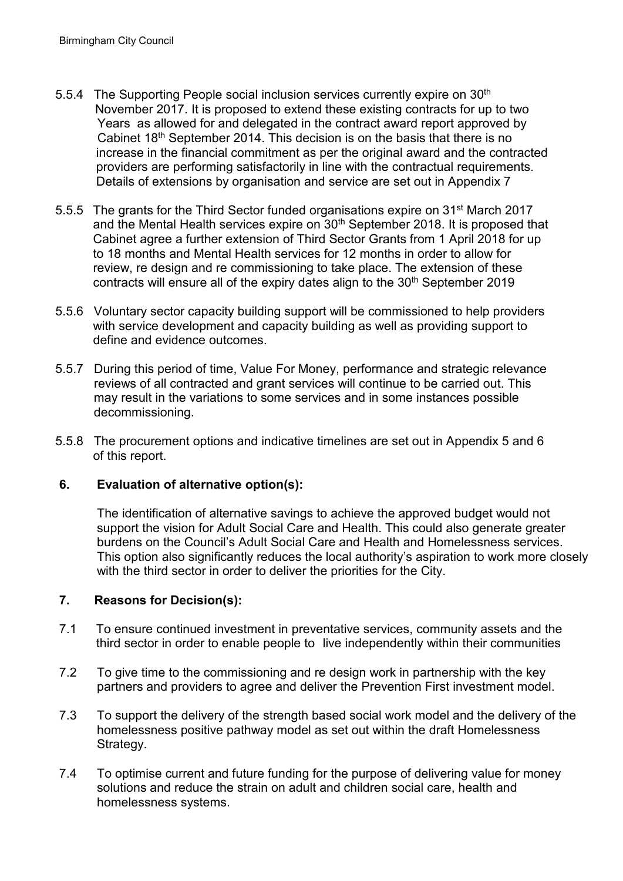5.5.4 The Supporting People social inclusion services currently expire on 30th November 2017. It is proposed to extend these existing contracts for up to two Years as allowed for and delegated in the contract award report approved by Cabinet 18th September 2014. This decision is on the basis that there is no increase in the financial commitment as per the original award and the contracted providers are performing satisfactorily in line with the contractual requirements. Details of extensions by organisation and service are set out in Appendix 7

5.5.5 The grants for the Third Sector funded organisations expire on 31st March 2017 and the Mental Health services expire on 30th September 2018. It is proposed that Cabinet agree a further extension of Third Sector Grants from 1 April 2018 for up to 18 months and Mental Health services for 12 months in order to allow for review, re design and re commissioning to take place. The extension of these contracts will ensure all of the expiry dates align to the 30th September 2019

5.5.6 Voluntary sector capacity building support will be commissioned to help providers with service development and capacity building as well as providing support to define and evidence outcomes.

5.5.7 During this period of time, Value For Money, performance and strategic relevance reviews of all contracted and grant services will continue to be carried out. This may result in the variations to some services and in some instances possible decommissioning.

5.5.8 The procurement options and indicative timelines are set out in Appendix 5 and 6 of this report.

## 6. Evaluation of alternative option(s):

The identification of alternative savings to achieve the approved budget would not support the vision for Adult Social Care and Health. This could also generate greater burdens on the Council's Adult Social Care and Health and Homelessness services. This option also significantly reduces the local authority's aspiration to work more closely with the third sector in order to deliver the priorities for the City.

## 7. Reasons for Decision(s):

7.1 To ensure continued investment in preventative services, community assets and the third sector in order to enable people to live independently within their communities

7.2 To give time to the commissioning and re design work in partnership with the key partners and providers to agree and deliver the Prevention First investment model.

7.3 To support the delivery of the strength based social work model and the delivery of the homelessness positive pathway model as set out within the draft Homelessness Strategy.

7.4 To optimise current and future funding for the purpose of delivering value for money solutions and reduce the strain on adult and children social care, health and homelessness systems.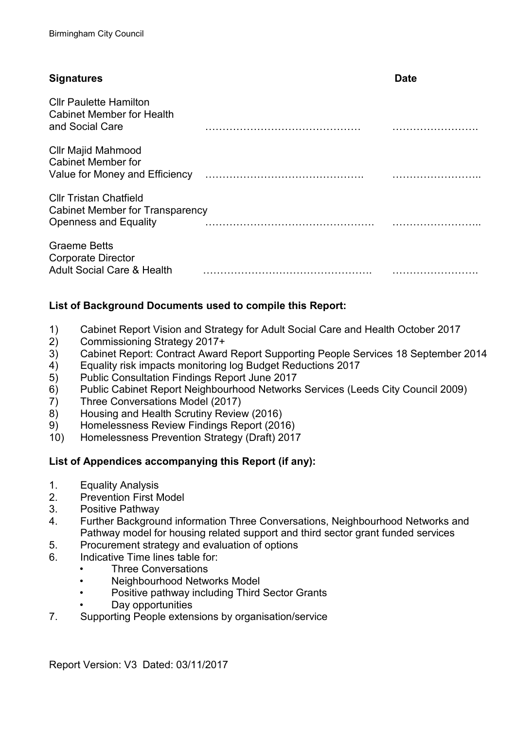| **Signatures** | | **Date** |
|---|---|---|
| Cllr Paulette Hamilton<br>Cabinet Member for Health<br>and Social Care | ……………………………………… | ……………………. |
| Cllr Majid Mahmood<br>Cabinet Member for<br>Value for Money and Efficiency | ………………………………………. | …………………….. |
| Cllr Tristan Chatfield<br>Cabinet Member for Transparency<br>Openness and Equality | …………………………………………. | …………………….. |
| Graeme Betts<br>Corporate Director<br>Adult Social Care & Health | …………………………………………. | ……………………. |

**List of Background Documents used to compile this Report:**

1) Cabinet Report Vision and Strategy for Adult Social Care and Health October 2017
2) Commissioning Strategy 2017+
3) Cabinet Report: Contract Award Report Supporting People Services 18 September 2014
4) Equality risk impacts monitoring log Budget Reductions 2017
5) Public Consultation Findings Report June 2017
6) Public Cabinet Report Neighbourhood Networks Services (Leeds City Council 2009)
7) Three Conversations Model (2017)
8) Housing and Health Scrutiny Review (2016)
9) Homelessness Review Findings Report (2016)
10) Homelessness Prevention Strategy (Draft) 2017

**List of Appendices accompanying this Report (if any):**

1. Equality Analysis
2. Prevention First Model
3. Positive Pathway
4. Further Background information Three Conversations, Neighbourhood Networks and Pathway model for housing related support and third sector grant funded services
5. Procurement strategy and evaluation of options
6. Indicative Time lines table for:
   - Three Conversations
   - Neighbourhood Networks Model
   - Positive pathway including Third Sector Grants
   - Day opportunities
7. Supporting People extensions by organisation/service

Report Version: V3 Dated: 03/11/2017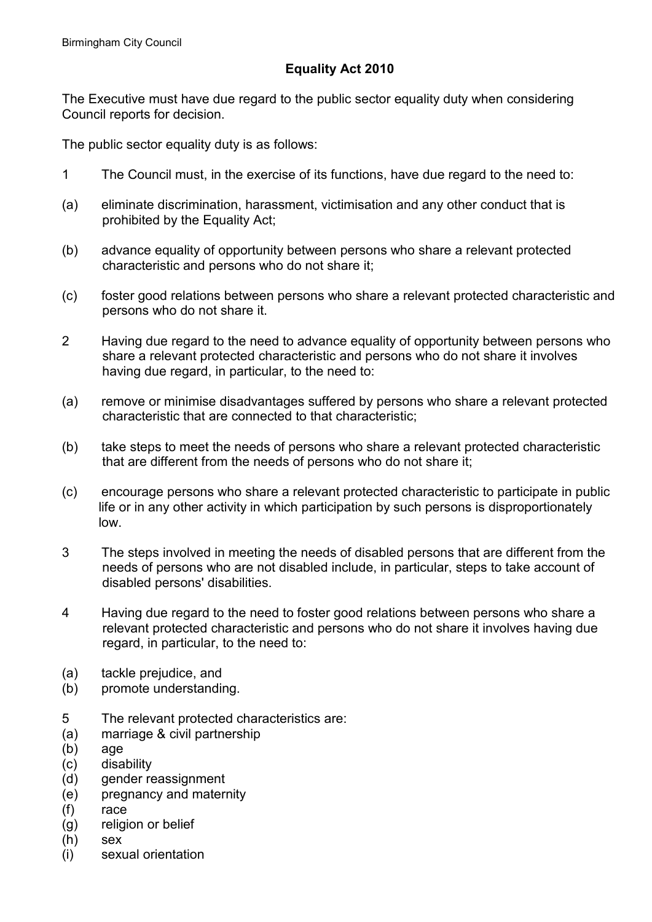Birmingham City Council

## Equality Act 2010

The Executive must have due regard to the public sector equality duty when considering Council reports for decision.

The public sector equality duty is as follows:

1 The Council must, in the exercise of its functions, have due regard to the need to:

(a) eliminate discrimination, harassment, victimisation and any other conduct that is prohibited by the Equality Act;

(b) advance equality of opportunity between persons who share a relevant protected characteristic and persons who do not share it;

(c) foster good relations between persons who share a relevant protected characteristic and persons who do not share it.

2 Having due regard to the need to advance equality of opportunity between persons who share a relevant protected characteristic and persons who do not share it involves having due regard, in particular, to the need to:

(a) remove or minimise disadvantages suffered by persons who share a relevant protected characteristic that are connected to that characteristic;

(b) take steps to meet the needs of persons who share a relevant protected characteristic that are different from the needs of persons who do not share it;

(c) encourage persons who share a relevant protected characteristic to participate in public life or in any other activity in which participation by such persons is disproportionately low.

3 The steps involved in meeting the needs of disabled persons that are different from the needs of persons who are not disabled include, in particular, steps to take account of disabled persons' disabilities.

4 Having due regard to the need to foster good relations between persons who share a relevant protected characteristic and persons who do not share it involves having due regard, in particular, to the need to:

(a) tackle prejudice, and
(b) promote understanding.

5 The relevant protected characteristics are:
(a) marriage & civil partnership
(b) age
(c) disability
(d) gender reassignment
(e) pregnancy and maternity
(f) race
(g) religion or belief
(h) sex
(i) sexual orientation